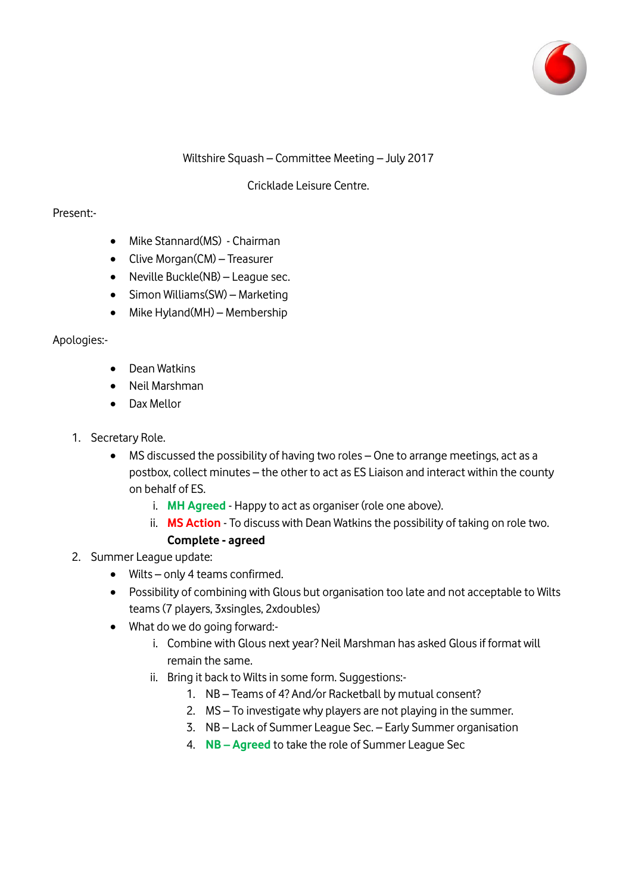Wiltshire Squash – Committee Meeting – July 2017

Cricklade Leisure Centre.

Present:-

- Mike Stannard(MS) - Chairman
- Clive Morgan(CM) – Treasurer
- Neville Buckle(NB) – League sec.
- Simon Williams(SW) – Marketing
- Mike Hyland(MH) – Membership

Apologies:-

- Dean Watkins
- Neil Marshman
- Dax Mellor

1. Secretary Role.
   - MS discussed the possibility of having two roles – One to arrange meetings, act as a postbox, collect minutes – the other to act as ES Liaison and interact within the county on behalf of ES.
      i. **MH Agreed** - Happy to act as organiser (role one above).
      ii. **MS Action** - To discuss with Dean Watkins the possibility of taking on role two. **Complete - agreed**
2. Summer League update:
   - Wilts – only 4 teams confirmed.
   - Possibility of combining with Glous but organisation too late and not acceptable to Wilts teams (7 players, 3xsingles, 2xdoubles)
   - What do we do going forward:-
      i. Combine with Glous next year? Neil Marshman has asked Glous if format will remain the same.
      ii. Bring it back to Wilts in some form. Suggestions:-
         1. NB – Teams of 4? And/or Racketball by mutual consent?
         2. MS – To investigate why players are not playing in the summer.
         3. NB – Lack of Summer League Sec. – Early Summer organisation
         4. **NB – Agreed** to take the role of Summer League Sec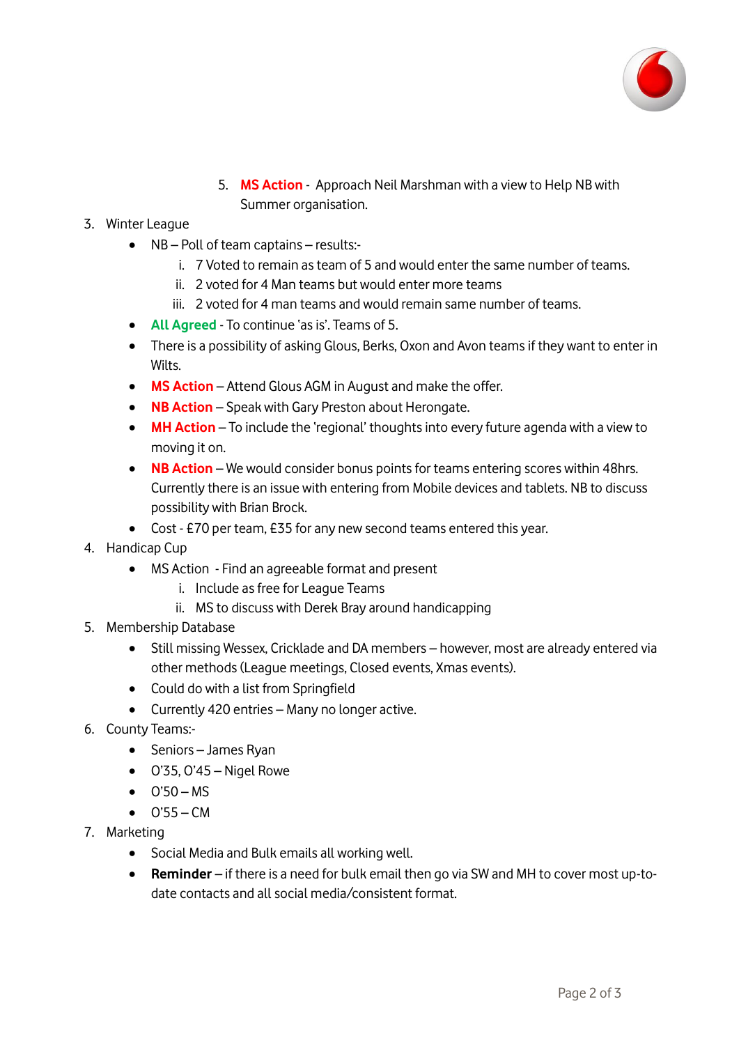5. **MS Action** - Approach Neil Marshman with a view to Help NB with Summer organisation.

3. Winter League
   - NB – Poll of team captains – results:-
     i. 7 Voted to remain as team of 5 and would enter the same number of teams.
     ii. 2 voted for 4 Man teams but would enter more teams
     iii. 2 voted for 4 man teams and would remain same number of teams.
   - **All Agreed** - To continue 'as is'. Teams of 5.
   - There is a possibility of asking Glous, Berks, Oxon and Avon teams if they want to enter in Wilts.
   - **MS Action** – Attend Glous AGM in August and make the offer.
   - **NB Action** – Speak with Gary Preston about Herongate.
   - **MH Action** – To include the 'regional' thoughts into every future agenda with a view to moving it on.
   - **NB Action** – We would consider bonus points for teams entering scores within 48hrs. Currently there is an issue with entering from Mobile devices and tablets. NB to discuss possibility with Brian Brock.
   - Cost - £70 per team, £35 for any new second teams entered this year.
4. Handicap Cup
   - MS Action - Find an agreeable format and present
     i. Include as free for League Teams
     ii. MS to discuss with Derek Bray around handicapping
5. Membership Database
   - Still missing Wessex, Cricklade and DA members – however, most are already entered via other methods (League meetings, Closed events, Xmas events).
   - Could do with a list from Springfield
   - Currently 420 entries – Many no longer active.
6. County Teams:-
   - Seniors – James Ryan
   - O'35, O'45 – Nigel Rowe
   - O'50 – MS
   - O'55 – CM
7. Marketing
   - Social Media and Bulk emails all working well.
   - **Reminder** – if there is a need for bulk email then go via SW and MH to cover most up-to-date contacts and all social media/consistent format.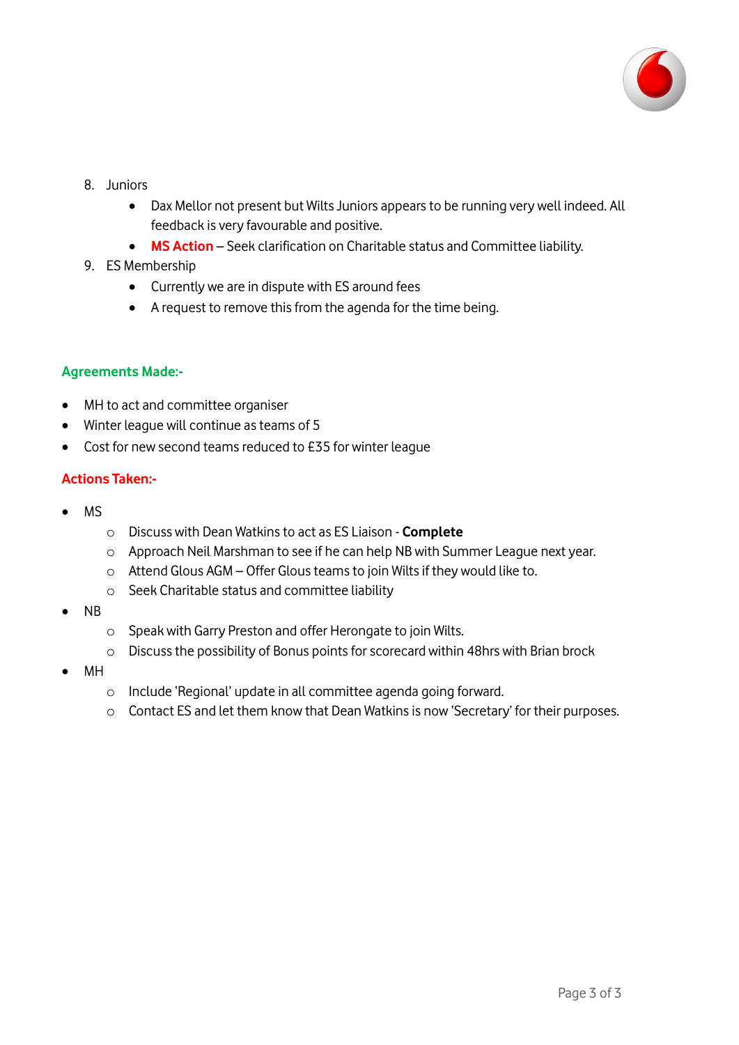8. Juniors
    - Dax Mellor not present but Wilts Juniors appears to be running very well indeed. All feedback is very favourable and positive.
    - **MS Action** – Seek clarification on Charitable status and Committee liability.
9. ES Membership
    - Currently we are in dispute with ES around fees
    - A request to remove this from the agenda for the time being.

**Agreements Made:-**

- MH to act and committee organiser
- Winter league will continue as teams of 5
- Cost for new second teams reduced to £35 for winter league

**Actions Taken:-**

- MS
    - Discuss with Dean Watkins to act as ES Liaison - **Complete**
    - Approach Neil Marshman to see if he can help NB with Summer League next year.
    - Attend Glous AGM – Offer Glous teams to join Wilts if they would like to.
    - Seek Charitable status and committee liability
- NB
    - Speak with Garry Preston and offer Herongate to join Wilts.
    - Discuss the possibility of Bonus points for scorecard within 48hrs with Brian brock
- MH
    - Include 'Regional' update in all committee agenda going forward.
    - Contact ES and let them know that Dean Watkins is now 'Secretary' for their purposes.